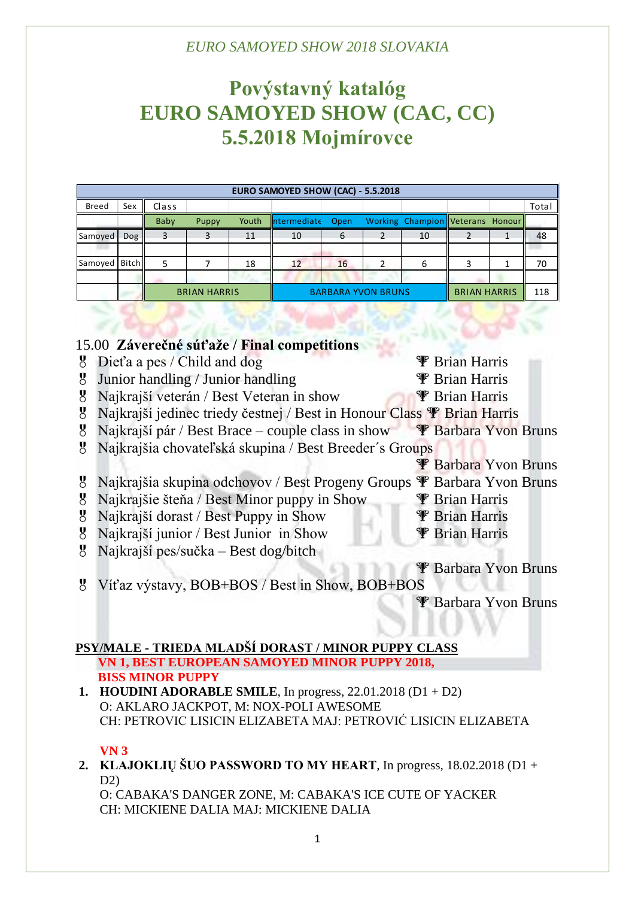*EURO SAMOYED SHOW 2018 SLOVAKIA*

# Povýstavný katalóg
# EURO SAMOYED SHOW (CAC, CC)
# 5.5.2018 Mojmírovce

| EURO SAMOYED SHOW (CAC) - 5.5.2018 | | | | | | | | | | | | |
|---|---|---|---|---|---|---|---|---|---|---|---|---|
| Breed | Sex | Class | | | | | | | | | | Total |
| | | Baby | Puppy | Youth | Intermediate | Open | Working | Champion | Veterans | Honour | | |
| Samoyed | Dog | 3 | 3 | 11 | 10 | 6 | 2 | 10 | 2 | 1 | | 48 |
| | | | | | | | | | | | | |
| Samoyed | Bitch | 5 | 7 | 18 | 12 | 16 | 2 | 6 | 3 | 1 | | 70 |
| | | | | | | | | | | | | |
| | | BRIAN HARRIS | | | BARBARA YVON BRUNS | | | | BRIAN HARRIS | | | 118 |

15.00 **Záverečné súťaže / Final competitions**

- Dieťa a pes / Child and dog — Brian Harris
- Junior handling / Junior handling — Brian Harris
- Najkrajší veterán / Best Veteran in show — Brian Harris
- Najkrajší jedinec triedy čestnej / Best in Honour Class — Brian Harris
- Najkrajší pár / Best Brace – couple class in show — Barbara Yvon Bruns
- Najkrajšia chovateľská skupina / Best Breeder´s Groups — Barbara Yvon Bruns
- Najkrajšia skupina odchovov / Best Progeny Groups — Barbara Yvon Bruns
- Najkrajšie šteňa / Best Minor puppy in Show — Brian Harris
- Najkrajší dorast / Best Puppy in Show — Brian Harris
- Najkrajší junior / Best Junior in Show — Brian Harris
- Najkrajší pes/sučka – Best dog/bitch — Barbara Yvon Bruns
- Víťaz výstavy, BOB+BOS / Best in Show, BOB+BOS — Barbara Yvon Bruns

**PSY/MALE - TRIEDA MLADŠÍ DORAST / MINOR PUPPY CLASS**

**VN 1, BEST EUROPEAN SAMOYED MINOR PUPPY 2018, BISS MINOR PUPPY**

1. **HOUDINI ADORABLE SMILE**, In progress, 22.01.2018 (D1 + D2)
   O: AKLARO JACKPOT, M: NOX-POLI AWESOME
   CH: PETROVIC LISICIN ELIZABETA MAJ: PETROVIĆ LISICIN ELIZABETA

**VN 3**

2. **KLAJOKLIŲ ŠUO PASSWORD TO MY HEART**, In progress, 18.02.2018 (D1 + D2)
   O: CABAKA'S DANGER ZONE, M: CABAKA'S ICE CUTE OF YACKER
   CH: MICKIENE DALIA MAJ: MICKIENE DALIA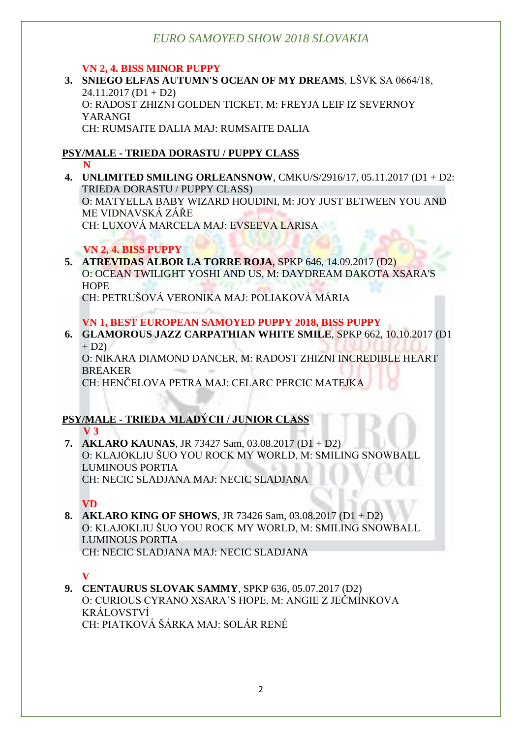VN 2, 4. BISS MINOR PUPPY

3. **SNIEGO ELFAS AUTUMN'S OCEAN OF MY DREAMS**, LŠVK SA 0664/18, 24.11.2017 (D1 + D2)
   O: RADOST ZHIZNI GOLDEN TICKET, M: FREYJA LEIF IZ SEVERNOY YARANGI
   CH: RUMSAITE DALIA MAJ: RUMSAITE DALIA

## PSY/MALE - TRIEDA DORASTU / PUPPY CLASS

N

4. **UNLIMITED SMILING ORLEANSNOW**, CMKU/S/2916/17, 05.11.2017 (D1 + D2: TRIEDA DORASTU / PUPPY CLASS)
   O: MATYELLA BABY WIZARD HOUDINI, M: JOY JUST BETWEEN YOU AND ME VIDNAVSKÁ ZÁŘE
   CH: LUXOVÁ MARCELA MAJ: EVSEEVA LARISA

VN 2, 4. BISS PUPPY

5. **ATREVIDAS ALBOR LA TORRE ROJA**, SPKP 646, 14.09.2017 (D2)
   O: OCEAN TWILIGHT YOSHI AND US, M: DAYDREAM DAKOTA XSARA'S HOPE
   CH: PETRUŠOVÁ VERONIKA MAJ: POLIAKOVÁ MÁRIA

VN 1, BEST EUROPEAN SAMOYED PUPPY 2018, BISS PUPPY

6. **GLAMOROUS JAZZ CARPATHIAN WHITE SMILE**, SPKP 662, 10.10.2017 (D1 + D2)
   O: NIKARA DIAMOND DANCER, M: RADOST ZHIZNI INCREDIBLE HEART BREAKER
   CH: HENČELOVA PETRA MAJ: CELARC PERCIC MATEJKA

## PSY/MALE - TRIEDA MLADÝCH / JUNIOR CLASS

V 3

7. **AKLARO KAUNAS**, JR 73427 Sam, 03.08.2017 (D1 + D2)
   O: KLAJOKLIU ŠUO YOU ROCK MY WORLD, M: SMILING SNOWBALL LUMINOUS PORTIA
   CH: NECIC SLADJANA MAJ: NECIC SLADJANA

VD

8. **AKLARO KING OF SHOWS**, JR 73426 Sam, 03.08.2017 (D1 + D2)
   O: KLAJOKLIU ŠUO YOU ROCK MY WORLD, M: SMILING SNOWBALL LUMINOUS PORTIA
   CH: NECIC SLADJANA MAJ: NECIC SLADJANA

V

9. **CENTAURUS SLOVAK SAMMY**, SPKP 636, 05.07.2017 (D2)
   O: CURIOUS CYRANO XSARA´S HOPE, M: ANGIE Z JEČMÍNKOVA KRÁLOVSTVÍ
   CH: PIATKOVÁ ŠÁRKA MAJ: SOLÁR RENÉ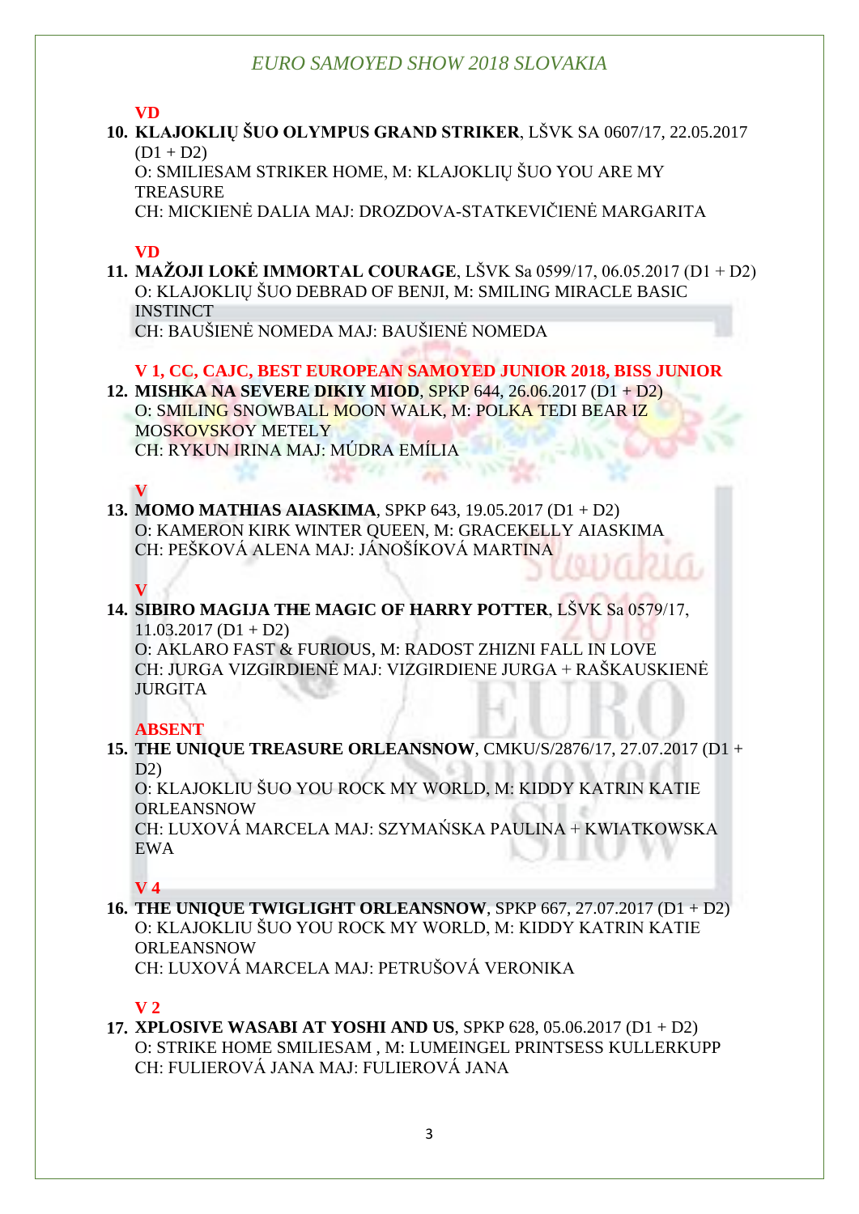**VD**

10. **KLAJOKLIŲ ŠUO OLYMPUS GRAND STRIKER**, LŠVK SA 0607/17, 22.05.2017 (D1 + D2)
    O: SMILIESAM STRIKER HOME, M: KLAJOKLIŲ ŠUO YOU ARE MY TREASURE
    CH: MICKIENĖ DALIA MAJ: DROZDOVA-STATKEVIČIENĖ MARGARITA

**VD**

11. **MAŽOJI LOKĖ IMMORTAL COURAGE**, LŠVK Sa 0599/17, 06.05.2017 (D1 + D2)
    O: KLAJOKLIŲ ŠUO DEBRAD OF BENJI, M: SMILING MIRACLE BASIC INSTINCT
    CH: BAUŠIENĖ NOMEDA MAJ: BAUŠIENĖ NOMEDA

**V 1, CC, CAJC, BEST EUROPEAN SAMOYED JUNIOR 2018, BISS JUNIOR**

12. **MISHKA NA SEVERE DIKIY MIOD**, SPKP 644, 26.06.2017 (D1 + D2)
    O: SMILING SNOWBALL MOON WALK, M: POLKA TEDI BEAR IZ MOSKOVSKOY METELY
    CH: RYKUN IRINA MAJ: MÚDRA EMÍLIA

**V**

13. **MOMO MATHIAS AIASKIMA**, SPKP 643, 19.05.2017 (D1 + D2)
    O: KAMERON KIRK WINTER QUEEN, M: GRACEKELLY AIASKIMA
    CH: PEŠKOVÁ ALENA MAJ: JÁNOŠÍKOVÁ MARTINA

**V**

14. **SIBIRO MAGIJA THE MAGIC OF HARRY POTTER**, LŠVK Sa 0579/17, 11.03.2017 (D1 + D2)
    O: AKLARO FAST & FURIOUS, M: RADOST ZHIZNI FALL IN LOVE
    CH: JURGA VIZGIRDIENĖ MAJ: VIZGIRDIENE JURGA + RAŠKAUSKIENĖ JURGITA

**ABSENT**

15. **THE UNIQUE TREASURE ORLEANSNOW**, CMKU/S/2876/17, 27.07.2017 (D1 + D2)
    O: KLAJOKLIU ŠUO YOU ROCK MY WORLD, M: KIDDY KATRIN KATIE ORLEANSNOW
    CH: LUXOVÁ MARCELA MAJ: SZYMAŃSKA PAULINA + KWIATKOWSKA EWA

**V 4**

16. **THE UNIQUE TWIGLIGHT ORLEANSNOW**, SPKP 667, 27.07.2017 (D1 + D2)
    O: KLAJOKLIU ŠUO YOU ROCK MY WORLD, M: KIDDY KATRIN KATIE ORLEANSNOW
    CH: LUXOVÁ MARCELA MAJ: PETRUŠOVÁ VERONIKA

**V 2**

17. **XPLOSIVE WASABI AT YOSHI AND US**, SPKP 628, 05.06.2017 (D1 + D2)
    O: STRIKE HOME SMILIESAM , M: LUMEINGEL PRINTSESS KULLERKUPP
    CH: FULIEROVÁ JANA MAJ: FULIEROVÁ JANA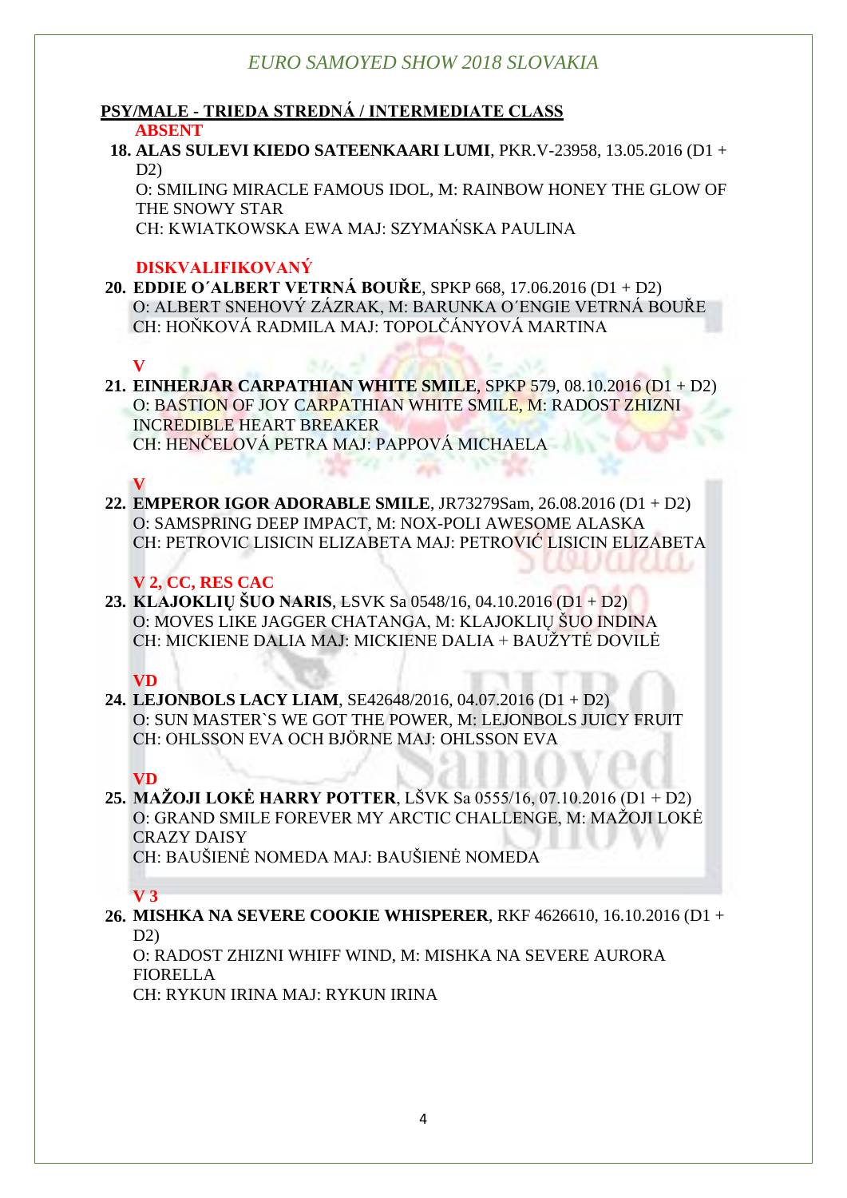## PSY/MALE - TRIEDA STREDNÁ / INTERMEDIATE CLASS

**ABSENT**

**18. ALAS SULEVI KIEDO SATEENKAARI LUMI**, PKR.V-23958, 13.05.2016 (D1 + D2)
O: SMILING MIRACLE FAMOUS IDOL, M: RAINBOW HONEY THE GLOW OF THE SNOWY STAR
CH: KWIATKOWSKA EWA MAJ: SZYMAŃSKA PAULINA

**DISKVALIFIKOVANÝ**

**20. EDDIE O´ALBERT VETRNÁ BOUŘE**, SPKP 668, 17.06.2016 (D1 + D2)
O: ALBERT SNEHOVÝ ZÁZRAK, M: BARUNKA O´ENGIE VETRNÁ BOUŘE
CH: HOŇKOVÁ RADMILA MAJ: TOPOLČÁNYOVÁ MARTINA

**V**

**21. EINHERJAR CARPATHIAN WHITE SMILE**, SPKP 579, 08.10.2016 (D1 + D2)
O: BASTION OF JOY CARPATHIAN WHITE SMILE, M: RADOST ZHIZNI INCREDIBLE HEART BREAKER
CH: HENČELOVÁ PETRA MAJ: PAPPOVÁ MICHAELA

**V**

**22. EMPEROR IGOR ADORABLE SMILE**, JR73279Sam, 26.08.2016 (D1 + D2)
O: SAMSPRING DEEP IMPACT, M: NOX-POLI AWESOME ALASKA
CH: PETROVIC LISICIN ELIZABETA MAJ: PETROVIĆ LISICIN ELIZABETA

**V 2, CC, RES CAC**

**23. KLAJOKLIŲ ŠUO NARIS**, LSVK Sa 0548/16, 04.10.2016 (D1 + D2)
O: MOVES LIKE JAGGER CHATANGA, M: KLAJOKLIŲ ŠUO INDINA
CH: MICKIENE DALIA MAJ: MICKIENE DALIA + BAUŽYTĖ DOVILĖ

**VD**

**24. LEJONBOLS LACY LIAM**, SE42648/2016, 04.07.2016 (D1 + D2)
O: SUN MASTER`S WE GOT THE POWER, M: LEJONBOLS JUICY FRUIT
CH: OHLSSON EVA OCH BJÖRNE MAJ: OHLSSON EVA

**VD**

**25. MAŽOJI LOKĖ HARRY POTTER**, LŠVK Sa 0555/16, 07.10.2016 (D1 + D2)
O: GRAND SMILE FOREVER MY ARCTIC CHALLENGE, M: MAŽOJI LOKĖ CRAZY DAISY
CH: BAUŠIENĖ NOMEDA MAJ: BAUŠIENĖ NOMEDA

**V 3**

**26. MISHKA NA SEVERE COOKIE WHISPERER**, RKF 4626610, 16.10.2016 (D1 + D2)
O: RADOST ZHIZNI WHIFF WIND, M: MISHKA NA SEVERE AURORA FIORELLA
CH: RYKUN IRINA MAJ: RYKUN IRINA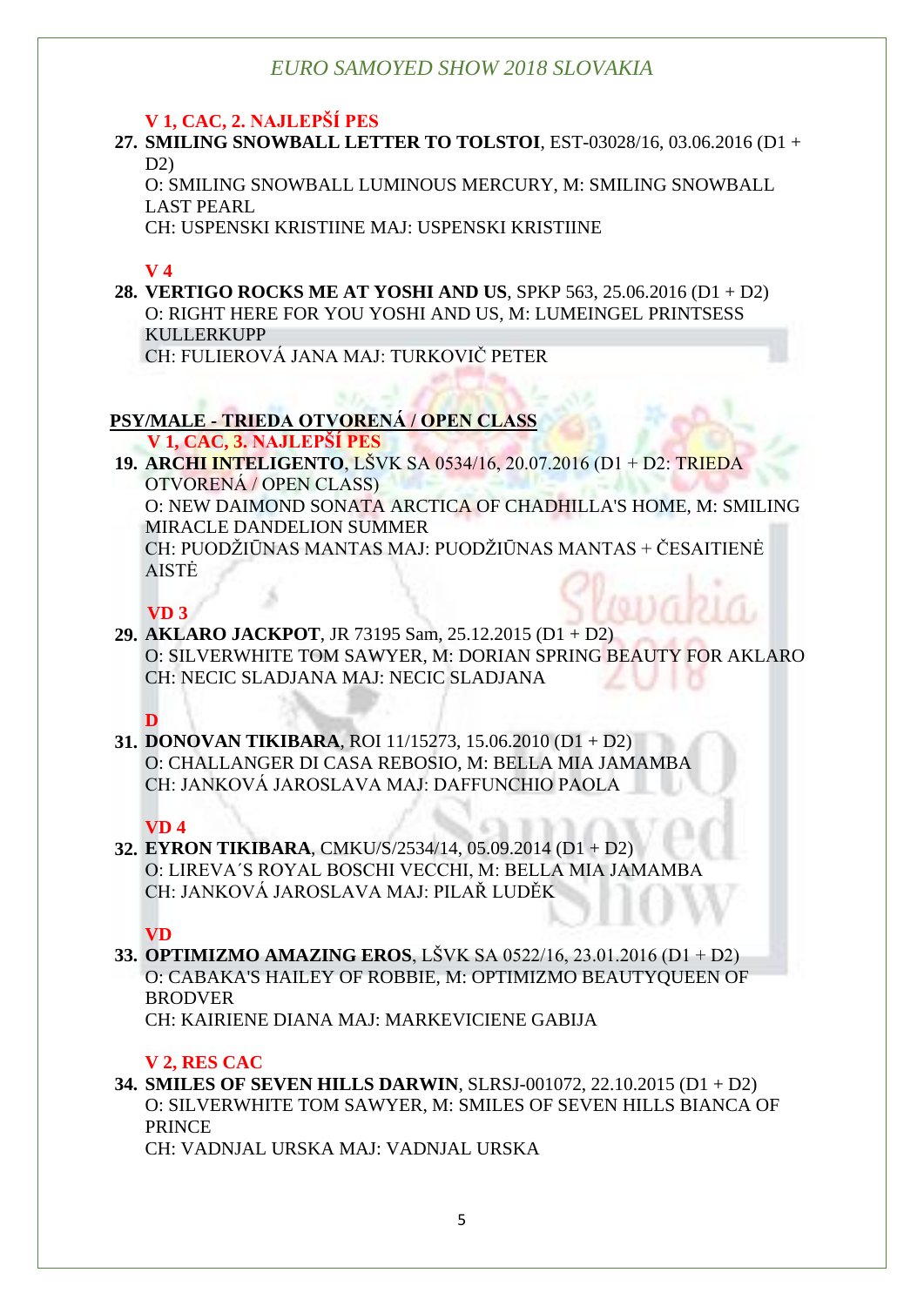**V 1, CAC, 2. NAJLEPŠÍ PES**

**27. SMILING SNOWBALL LETTER TO TOLSTOI**, EST-03028/16, 03.06.2016 (D1 + D2)
O: SMILING SNOWBALL LUMINOUS MERCURY, M: SMILING SNOWBALL LAST PEARL
CH: USPENSKI KRISTIINE MAJ: USPENSKI KRISTIINE

**V 4**

**28. VERTIGO ROCKS ME AT YOSHI AND US**, SPKP 563, 25.06.2016 (D1 + D2)
O: RIGHT HERE FOR YOU YOSHI AND US, M: LUMEINGEL PRINTSESS KULLERKUPP
CH: FULIEROVÁ JANA MAJ: TURKOVIČ PETER

## PSY/MALE - TRIEDA OTVORENÁ / OPEN CLASS

**V 1, CAC, 3. NAJLEPŠÍ PES**

**19. ARCHI INTELIGENTO**, LŠVK SA 0534/16, 20.07.2016 (D1 + D2: TRIEDA OTVORENÁ / OPEN CLASS)
O: NEW DAIMOND SONATA ARCTICA OF CHADHILLA'S HOME, M: SMILING MIRACLE DANDELION SUMMER
CH: PUODŽIŪNAS MANTAS MAJ: PUODŽIŪNAS MANTAS + ČESAITIENĖ AISTĖ

**VD 3**

**29. AKLARO JACKPOT**, JR 73195 Sam, 25.12.2015 (D1 + D2)
O: SILVERWHITE TOM SAWYER, M: DORIAN SPRING BEAUTY FOR AKLARO
CH: NECIC SLADJANA MAJ: NECIC SLADJANA

**D**

**31. DONOVAN TIKIBARA**, ROI 11/15273, 15.06.2010 (D1 + D2)
O: CHALLANGER DI CASA REBOSIO, M: BELLA MIA JAMAMBA
CH: JANKOVÁ JAROSLAVA MAJ: DAFFUNCHIO PAOLA

**VD 4**

**32. EYRON TIKIBARA**, CMKU/S/2534/14, 05.09.2014 (D1 + D2)
O: LIREVA´S ROYAL BOSCHI VECCHI, M: BELLA MIA JAMAMBA
CH: JANKOVÁ JAROSLAVA MAJ: PILAŘ LUDĚK

**VD**

**33. OPTIMIZMO AMAZING EROS**, LŠVK SA 0522/16, 23.01.2016 (D1 + D2)
O: CABAKA'S HAILEY OF ROBBIE, M: OPTIMIZMO BEAUTYQUEEN OF BRODVER
CH: KAIRIENE DIANA MAJ: MARKEVICIENE GABIJA

**V 2, RES CAC**

**34. SMILES OF SEVEN HILLS DARWIN**, SLRSJ-001072, 22.10.2015 (D1 + D2)
O: SILVERWHITE TOM SAWYER, M: SMILES OF SEVEN HILLS BIANCA OF PRINCE
CH: VADNJAL URSKA MAJ: VADNJAL URSKA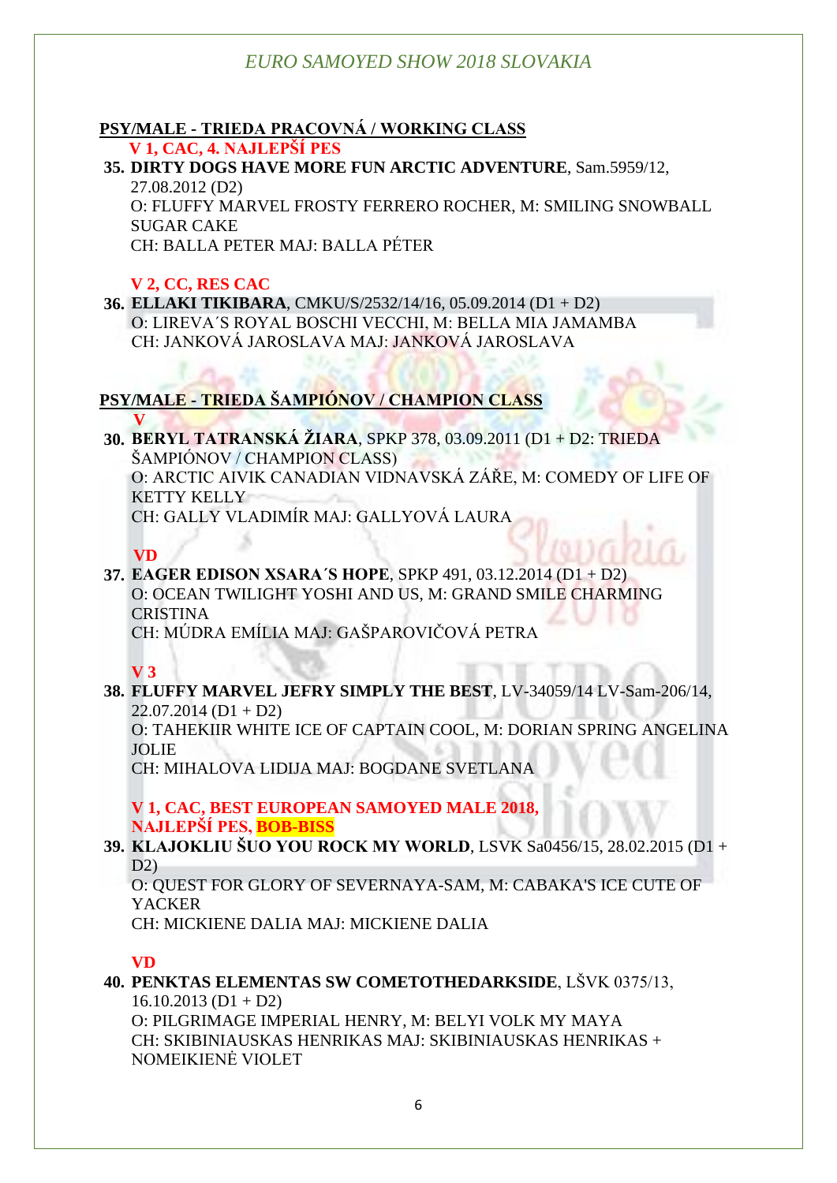## PSY/MALE - TRIEDA PRACOVNÁ / WORKING CLASS

**V 1, CAC, 4. NAJLEPŠÍ PES**

**35. DIRTY DOGS HAVE MORE FUN ARCTIC ADVENTURE**, Sam.5959/12, 27.08.2012 (D2)
O: FLUFFY MARVEL FROSTY FERRERO ROCHER, M: SMILING SNOWBALL SUGAR CAKE
CH: BALLA PETER MAJ: BALLA PÉTER

**V 2, CC, RES CAC**

**36. ELLAKI TIKIBARA**, CMKU/S/2532/14/16, 05.09.2014 (D1 + D2)
O: LIREVA´S ROYAL BOSCHI VECCHI, M: BELLA MIA JAMAMBA
CH: JANKOVÁ JAROSLAVA MAJ: JANKOVÁ JAROSLAVA

## PSY/MALE - TRIEDA ŠAMPIÓNOV / CHAMPION CLASS

**V**

**30. BERYL TATRANSKÁ ŽIARA**, SPKP 378, 03.09.2011 (D1 + D2: TRIEDA ŠAMPIÓNOV / CHAMPION CLASS)
O: ARCTIC AIVIK CANADIAN VIDNAVSKÁ ZÁŘE, M: COMEDY OF LIFE OF KETTY KELLY
CH: GALLY VLADIMÍR MAJ: GALLYOVÁ LAURA

**VD**

**37. EAGER EDISON XSARA´S HOPE**, SPKP 491, 03.12.2014 (D1 + D2)
O: OCEAN TWILIGHT YOSHI AND US, M: GRAND SMILE CHARMING CRISTINA
CH: MÚDRA EMÍLIA MAJ: GAŠPAROVIČOVÁ PETRA

**V 3**

**38. FLUFFY MARVEL JEFRY SIMPLY THE BEST**, LV-34059/14 LV-Sam-206/14, 22.07.2014 (D1 + D2)
O: TAHEKIIR WHITE ICE OF CAPTAIN COOL, M: DORIAN SPRING ANGELINA JOLIE
CH: MIHALOVA LIDIJA MAJ: BOGDANE SVETLANA

**V 1, CAC, BEST EUROPEAN SAMOYED MALE 2018, NAJLEPŠÍ PES, BOB-BISS**

**39. KLAJOKLIU ŠUO YOU ROCK MY WORLD**, LSVK Sa0456/15, 28.02.2015 (D1 + D2)
O: QUEST FOR GLORY OF SEVERNAYA-SAM, M: CABAKA'S ICE CUTE OF YACKER
CH: MICKIENE DALIA MAJ: MICKIENE DALIA

**VD**

**40. PENKTAS ELEMENTAS SW COMETOTHEDARKSIDE**, LŠVK 0375/13, 16.10.2013 (D1 + D2)
O: PILGRIMAGE IMPERIAL HENRY, M: BELYI VOLK MY MAYA
CH: SKIBINIAUSKAS HENRIKAS MAJ: SKIBINIAUSKAS HENRIKAS + NOMEIKIENĖ VIOLET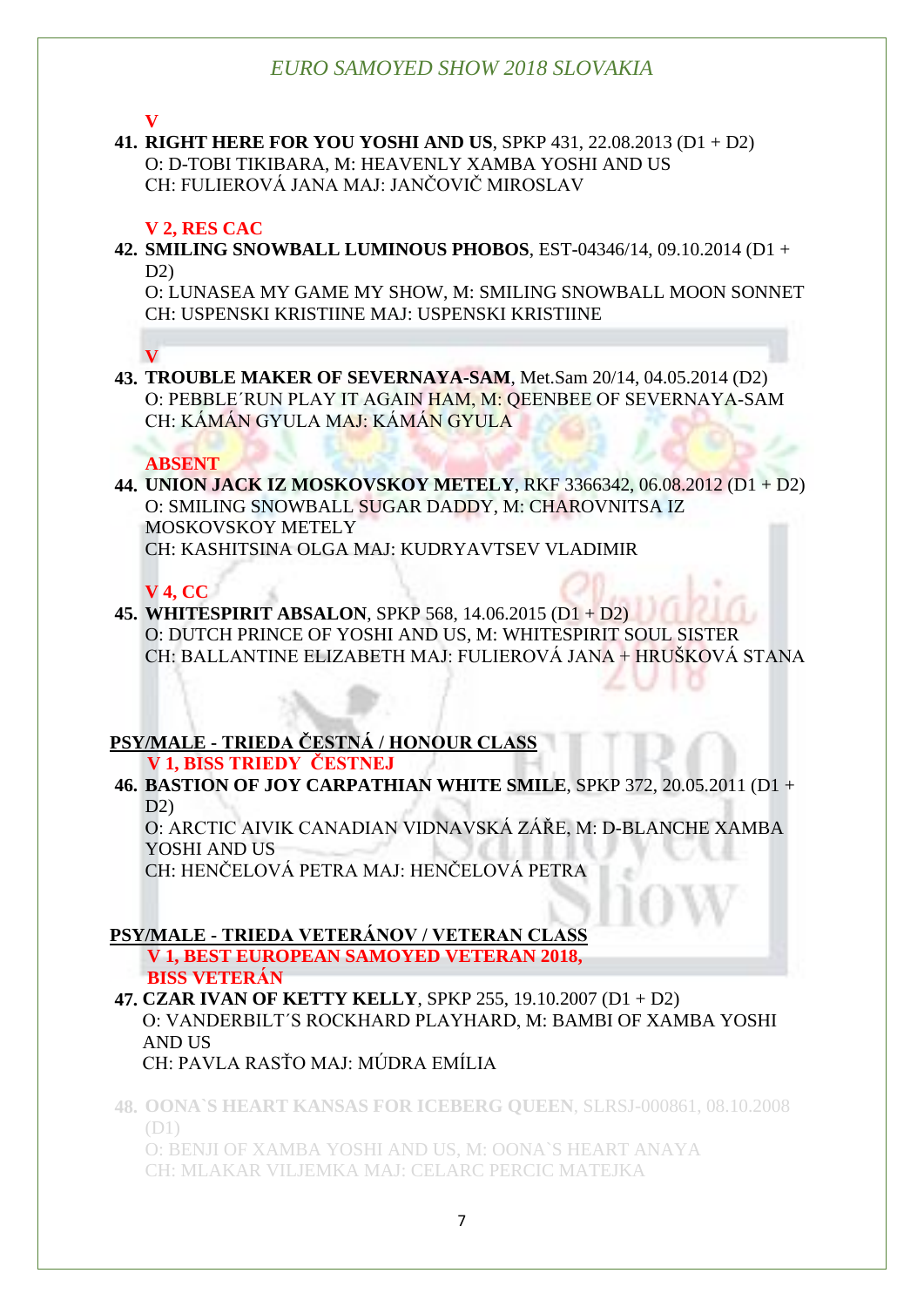**V**

**41. RIGHT HERE FOR YOU YOSHI AND US**, SPKP 431, 22.08.2013 (D1 + D2)
O: D-TOBI TIKIBARA, M: HEAVENLY XAMBA YOSHI AND US
CH: FULIEROVÁ JANA MAJ: JANČOVIČ MIROSLAV

**V 2, RES CAC**

**42. SMILING SNOWBALL LUMINOUS PHOBOS**, EST-04346/14, 09.10.2014 (D1 + D2)
O: LUNASEA MY GAME MY SHOW, M: SMILING SNOWBALL MOON SONNET
CH: USPENSKI KRISTIINE MAJ: USPENSKI KRISTIINE

**V**

**43. TROUBLE MAKER OF SEVERNAYA-SAM**, Met.Sam 20/14, 04.05.2014 (D2)
O: PEBBLE´RUN PLAY IT AGAIN HAM, M: QEENBEE OF SEVERNAYA-SAM
CH: KÁMÁN GYULA MAJ: KÁMÁN GYULA

**ABSENT**

**44. UNION JACK IZ MOSKOVSKOY METELY**, RKF 3366342, 06.08.2012 (D1 + D2)
O: SMILING SNOWBALL SUGAR DADDY, M: CHAROVNITSA IZ MOSKOVSKOY METELY
CH: KASHITSINA OLGA MAJ: KUDRYAVTSEV VLADIMIR

**V 4, CC**

**45. WHITESPIRIT ABSALON**, SPKP 568, 14.06.2015 (D1 + D2)
O: DUTCH PRINCE OF YOSHI AND US, M: WHITESPIRIT SOUL SISTER
CH: BALLANTINE ELIZABETH MAJ: FULIEROVÁ JANA + HRUŠKOVÁ STANA

## PSY/MALE - TRIEDA ČESTNÁ / HONOUR CLASS

**V 1, BISS TRIEDY ČESTNEJ**

**46. BASTION OF JOY CARPATHIAN WHITE SMILE**, SPKP 372, 20.05.2011 (D1 + D2)
O: ARCTIC AIVIK CANADIAN VIDNAVSKÁ ZÁŘE, M: D-BLANCHE XAMBA YOSHI AND US
CH: HENČELOVÁ PETRA MAJ: HENČELOVÁ PETRA

## PSY/MALE - TRIEDA VETERÁNOV / VETERAN CLASS

**V 1, BEST EUROPEAN SAMOYED VETERAN 2018, BISS VETERÁN**

**47. CZAR IVAN OF KETTY KELLY**, SPKP 255, 19.10.2007 (D1 + D2)
O: VANDERBILT´S ROCKHARD PLAYHARD, M: BAMBI OF XAMBA YOSHI AND US
CH: PAVLA RASŤO MAJ: MÚDRA EMÍLIA

**48. OONA`S HEART KANSAS FOR ICEBERG QUEEN**, SLRSJ-000861, 08.10.2008 (D1)
O: BENJI OF XAMBA YOSHI AND US, M: OONA`S HEART ANAYA
CH: MLAKAR VILJEMKA MAJ: CELARC PERCIC MATEJKA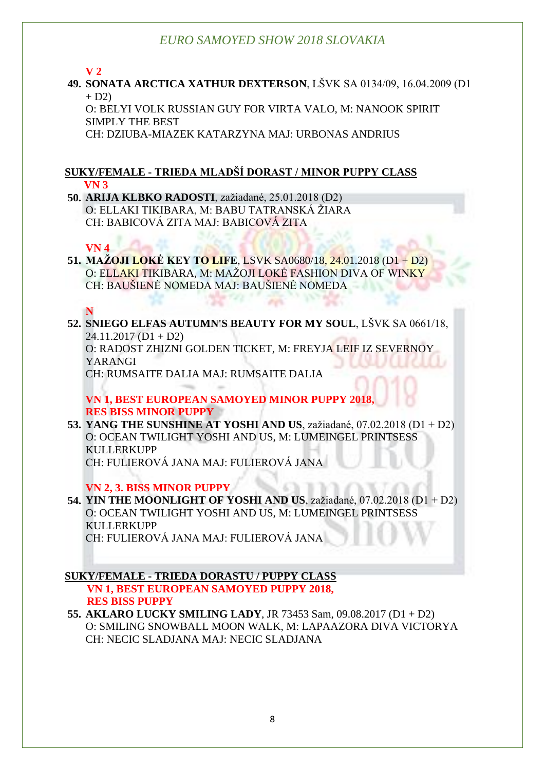**V 2**

**49. SONATA ARCTICA XATHUR DEXTERSON**, LŠVK SA 0134/09, 16.04.2009 (D1 + D2)
O: BELYI VOLK RUSSIAN GUY FOR VIRTA VALO, M: NANOOK SPIRIT SIMPLY THE BEST
CH: DZIUBA-MIAZEK KATARZYNA MAJ: URBONAS ANDRIUS

## SUKY/FEMALE - TRIEDA MLADŠÍ DORAST / MINOR PUPPY CLASS

**VN 3**

**50. ARIJA KLBKO RADOSTI**, zažiadané, 25.01.2018 (D2)
O: ELLAKI TIKIBARA, M: BABU TATRANSKÁ ŽIARA
CH: BABICOVÁ ZITA MAJ: BABICOVÁ ZITA

**VN 4**

**51. MAŽOJI LOKĖ KEY TO LIFE**, LSVK SA0680/18, 24.01.2018 (D1 + D2)
O: ELLAKI TIKIBARA, M: MAŽOJI LOKĖ FASHION DIVA OF WINKY
CH: BAUŠIENĖ NOMEDA MAJ: BAUŠIENĖ NOMEDA

**N**

**52. SNIEGO ELFAS AUTUMN'S BEAUTY FOR MY SOUL**, LŠVK SA 0661/18, 24.11.2017 (D1 + D2)
O: RADOST ZHIZNI GOLDEN TICKET, M: FREYJA LEIF IZ SEVERNOY YARANGI
CH: RUMSAITE DALIA MAJ: RUMSAITE DALIA

**VN 1, BEST EUROPEAN SAMOYED MINOR PUPPY 2018, RES BISS MINOR PUPPY**

**53. YANG THE SUNSHINE AT YOSHI AND US**, zažiadané, 07.02.2018 (D1 + D2)
O: OCEAN TWILIGHT YOSHI AND US, M: LUMEINGEL PRINTSESS KULLERKUPP
CH: FULIEROVÁ JANA MAJ: FULIEROVÁ JANA

**VN 2, 3. BISS MINOR PUPPY**

**54. YIN THE MOONLIGHT OF YOSHI AND US**, zažiadané, 07.02.2018 (D1 + D2)
O: OCEAN TWILIGHT YOSHI AND US, M: LUMEINGEL PRINTSESS KULLERKUPP
CH: FULIEROVÁ JANA MAJ: FULIEROVÁ JANA

## SUKY/FEMALE - TRIEDA DORASTU / PUPPY CLASS

**VN 1, BEST EUROPEAN SAMOYED PUPPY 2018, RES BISS PUPPY**

**55. AKLARO LUCKY SMILING LADY**, JR 73453 Sam, 09.08.2017 (D1 + D2)
O: SMILING SNOWBALL MOON WALK, M: LAPAAZORA DIVA VICTORYA
CH: NECIC SLADJANA MAJ: NECIC SLADJANA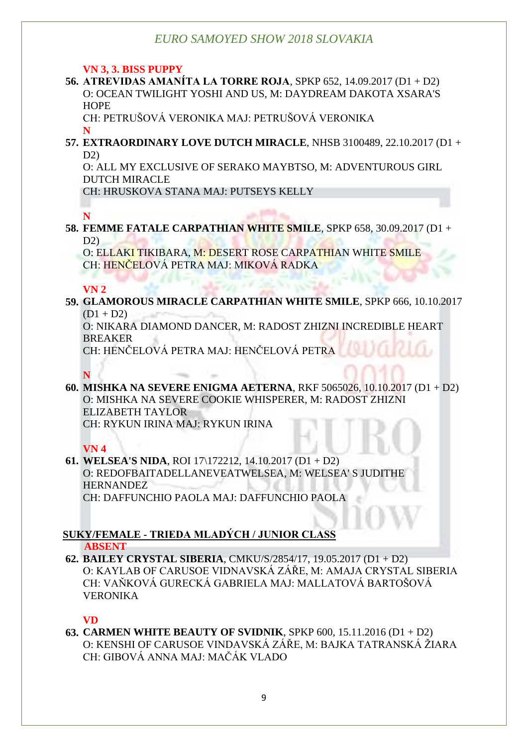**VN 3, 3. BISS PUPPY**

**56. ATREVIDAS AMANÍTA LA TORRE ROJA**, SPKP 652, 14.09.2017 (D1 + D2)
O: OCEAN TWILIGHT YOSHI AND US, M: DAYDREAM DAKOTA XSARA'S HOPE
CH: PETRUŠOVÁ VERONIKA MAJ: PETRUŠOVÁ VERONIKA

**N**

**57. EXTRAORDINARY LOVE DUTCH MIRACLE**, NHSB 3100489, 22.10.2017 (D1 + D2)
O: ALL MY EXCLUSIVE OF SERAKO MAYBTSO, M: ADVENTUROUS GIRL DUTCH MIRACLE
CH: HRUSKOVA STANA MAJ: PUTSEYS KELLY

**N**

**58. FEMME FATALE CARPATHIAN WHITE SMILE**, SPKP 658, 30.09.2017 (D1 + D2)
O: ELLAKI TIKIBARA, M: DESERT ROSE CARPATHIAN WHITE SMILE
CH: HENČELOVÁ PETRA MAJ: MIKOVÁ RADKA

**VN 2**

**59. GLAMOROUS MIRACLE CARPATHIAN WHITE SMILE**, SPKP 666, 10.10.2017 (D1 + D2)
O: NIKARA DIAMOND DANCER, M: RADOST ZHIZNI INCREDIBLE HEART BREAKER
CH: HENČELOVÁ PETRA MAJ: HENČELOVÁ PETRA

**N**

**60. MISHKA NA SEVERE ENIGMA AETERNA**, RKF 5065026, 10.10.2017 (D1 + D2)
O: MISHKA NA SEVERE COOKIE WHISPERER, M: RADOST ZHIZNI ELIZABETH TAYLOR
CH: RYKUN IRINA MAJ: RYKUN IRINA

**VN 4**

**61. WELSEA'S NIDA**, ROI 17\172212, 14.10.2017 (D1 + D2)
O: REDOFBAITADELLANEVEATWELSEA, M: WELSEA' S JUDITHE HERNANDEZ
CH: DAFFUNCHIO PAOLA MAJ: DAFFUNCHIO PAOLA

## SUKY/FEMALE - TRIEDA MLADÝCH / JUNIOR CLASS

**ABSENT**

**62. BAILEY CRYSTAL SIBERIA**, CMKU/S/2854/17, 19.05.2017 (D1 + D2)
O: KAYLAB OF CARUSOE VIDNAVSKÁ ZÁŘE, M: AMAJA CRYSTAL SIBERIA
CH: VAŇKOVÁ GURECKÁ GABRIELA MAJ: MALLATOVÁ BARTOŠOVÁ VERONIKA

**VD**

**63. CARMEN WHITE BEAUTY OF SVIDNIK**, SPKP 600, 15.11.2016 (D1 + D2)
O: KENSHI OF CARUSOE VINDAVSKÁ ZÁŘE, M: BAJKA TATRANSKÁ ŽIARA
CH: GIBOVÁ ANNA MAJ: MAČÁK VLADO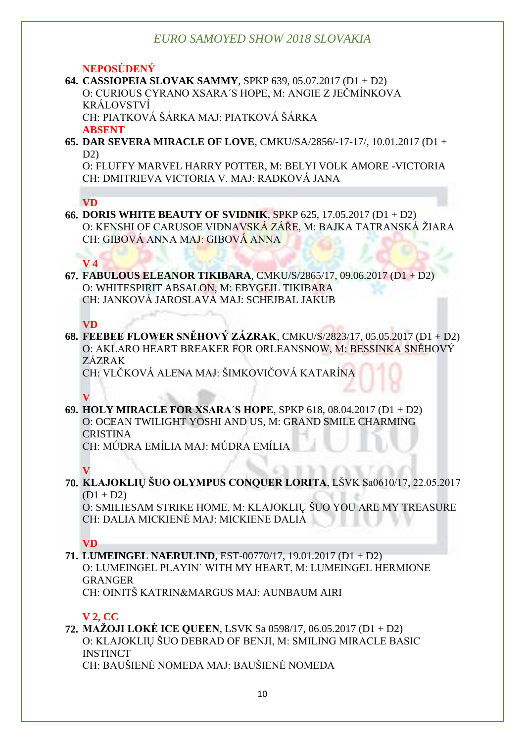**NEPOSÚDENÝ**

64. **CASSIOPEIA SLOVAK SAMMY**, SPKP 639, 05.07.2017 (D1 + D2)
    O: CURIOUS CYRANO XSARA´S HOPE, M: ANGIE Z JEČMÍNKOVA KRÁLOVSTVÍ
    CH: PIATKOVÁ ŠÁRKA MAJ: PIATKOVÁ ŠÁRKA

**ABSENT**

65. **DAR SEVERA MIRACLE OF LOVE**, CMKU/SA/2856/-17-17/, 10.01.2017 (D1 + D2)
    O: FLUFFY MARVEL HARRY POTTER, M: BELYI VOLK AMORE -VICTORIA
    CH: DMITRIEVA VICTORIA V. MAJ: RADKOVÁ JANA

**VD**

66. **DORIS WHITE BEAUTY OF SVIDNIK**, SPKP 625, 17.05.2017 (D1 + D2)
    O: KENSHI OF CARUSOE VIDNAVSKÁ ZÁŘE, M: BAJKA TATRANSKÁ ŽIARA
    CH: GIBOVÁ ANNA MAJ: GIBOVÁ ANNA

**V 4**

67. **FABULOUS ELEANOR TIKIBARA**, CMKU/S/2865/17, 09.06.2017 (D1 + D2)
    O: WHITESPIRIT ABSALON, M: EBYGEIL TIKIBARA
    CH: JANKOVÁ JAROSLAVA MAJ: SCHEJBAL JAKUB

**VD**

68. **FEEBEE FLOWER SNĚHOVÝ ZÁZRAK**, CMKU/S/2823/17, 05.05.2017 (D1 + D2)
    O: AKLARO HEART BREAKER FOR ORLEANSNOW, M: BESSINKA SNĚHOVÝ ZÁZRAK
    CH: VLČKOVÁ ALENA MAJ: ŠIMKOVIČOVÁ KATARÍNA

**V**

69. **HOLY MIRACLE FOR XSARA´S HOPE**, SPKP 618, 08.04.2017 (D1 + D2)
    O: OCEAN TWILIGHT YOSHI AND US, M: GRAND SMILE CHARMING CRISTINA
    CH: MÚDRA EMÍLIA MAJ: MÚDRA EMÍLIA

**V**

70. **KLAJOKLIŲ ŠUO OLYMPUS CONQUER LORITA**, LŠVK Sa0610/17, 22.05.2017 (D1 + D2)
    O: SMILIESAM STRIKE HOME, M: KLAJOKLIŲ ŠUO YOU ARE MY TREASURE
    CH: DALIA MICKIENĖ MAJ: MICKIENE DALIA

**VD**

71. **LUMEINGEL NAERULIND**, EST-00770/17, 19.01.2017 (D1 + D2)
    O: LUMEINGEL PLAYIN´ WITH MY HEART, M: LUMEINGEL HERMIONE GRANGER
    CH: OINITŠ KATRIN&MARGUS MAJ: AUNBAUM AIRI

**V 2, CC**

72. **MAŽOJI LOKĖ ICE QUEEN**, LSVK Sa 0598/17, 06.05.2017 (D1 + D2)
    O: KLAJOKLIŲ ŠUO DEBRAD OF BENJI, M: SMILING MIRACLE BASIC INSTINCT
    CH: BAUŠIENĖ NOMEDA MAJ: BAUŠIENĖ NOMEDA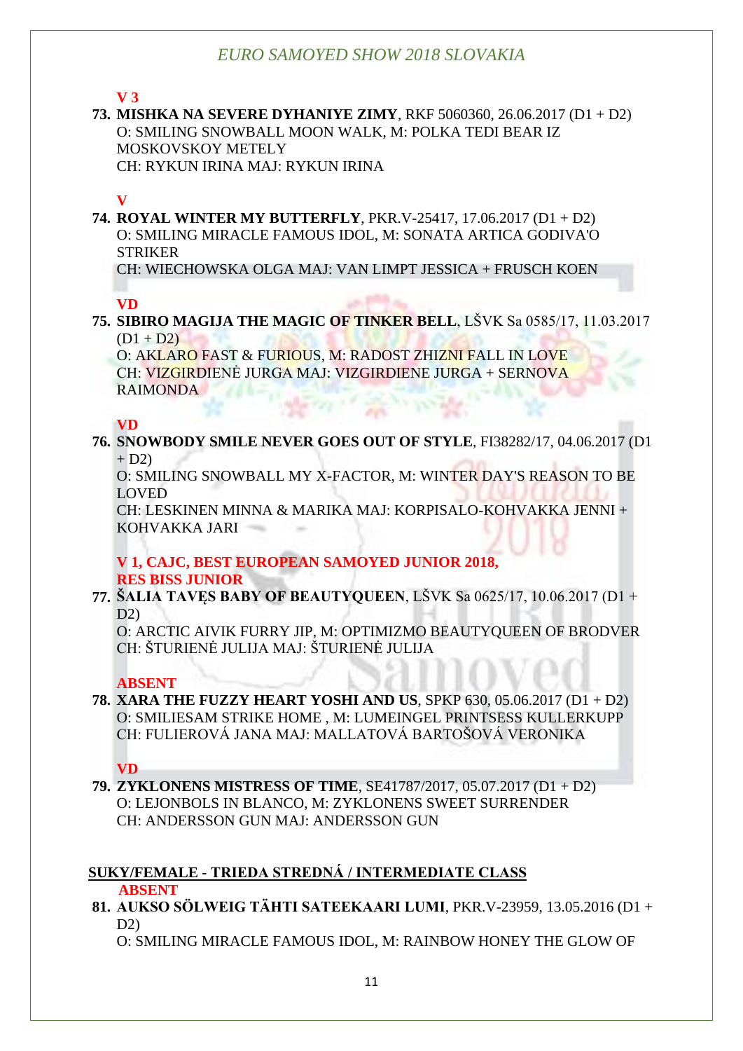**V 3**

**73. MISHKA NA SEVERE DYHANIYE ZIMY**, RKF 5060360, 26.06.2017 (D1 + D2)
O: SMILING SNOWBALL MOON WALK, M: POLKA TEDI BEAR IZ MOSKOVSKOY METELY
CH: RYKUN IRINA MAJ: RYKUN IRINA

**V**

**74. ROYAL WINTER MY BUTTERFLY**, PKR.V-25417, 17.06.2017 (D1 + D2)
O: SMILING MIRACLE FAMOUS IDOL, M: SONATA ARTICA GODIVA'O STRIKER
CH: WIECHOWSKA OLGA MAJ: VAN LIMPT JESSICA + FRUSCH KOEN

**VD**

**75. SIBIRO MAGIJA THE MAGIC OF TINKER BELL**, LŠVK Sa 0585/17, 11.03.2017 (D1 + D2)
O: AKLARO FAST & FURIOUS, M: RADOST ZHIZNI FALL IN LOVE
CH: VIZGIRDIENĖ JURGA MAJ: VIZGIRDIENE JURGA + SERNOVA RAIMONDA

**VD**

**76. SNOWBODY SMILE NEVER GOES OUT OF STYLE**, FI38282/17, 04.06.2017 (D1 + D2)
O: SMILING SNOWBALL MY X-FACTOR, M: WINTER DAY'S REASON TO BE LOVED
CH: LESKINEN MINNA & MARIKA MAJ: KORPISALO-KOHVAKKA JENNI + KOHVAKKA JARI

**V 1, CAJC, BEST EUROPEAN SAMOYED JUNIOR 2018, RES BISS JUNIOR**

**77. ŠALIA TAVĘS BABY OF BEAUTYQUEEN**, LŠVK Sa 0625/17, 10.06.2017 (D1 + D2)
O: ARCTIC AIVIK FURRY JIP, M: OPTIMIZMO BEAUTYQUEEN OF BRODVER
CH: ŠTURIENĖ JULIJA MAJ: ŠTURIENĖ JULIJA

**ABSENT**

**78. XARA THE FUZZY HEART YOSHI AND US**, SPKP 630, 05.06.2017 (D1 + D2)
O: SMILIESAM STRIKE HOME , M: LUMEINGEL PRINTSESS KULLERKUPP
CH: FULIEROVÁ JANA MAJ: MALLATOVÁ BARTOŠOVÁ VERONIKA

**VD**

**79. ZYKLONENS MISTRESS OF TIME**, SE41787/2017, 05.07.2017 (D1 + D2)
O: LEJONBOLS IN BLANCO, M: ZYKLONENS SWEET SURRENDER
CH: ANDERSSON GUN MAJ: ANDERSSON GUN

## SUKY/FEMALE - TRIEDA STREDNÁ / INTERMEDIATE CLASS

**ABSENT**

**81. AUKSO SÖLWEIG TÄHTI SATEEKAARI LUMI**, PKR.V-23959, 13.05.2016 (D1 + D2)
O: SMILING MIRACLE FAMOUS IDOL, M: RAINBOW HONEY THE GLOW OF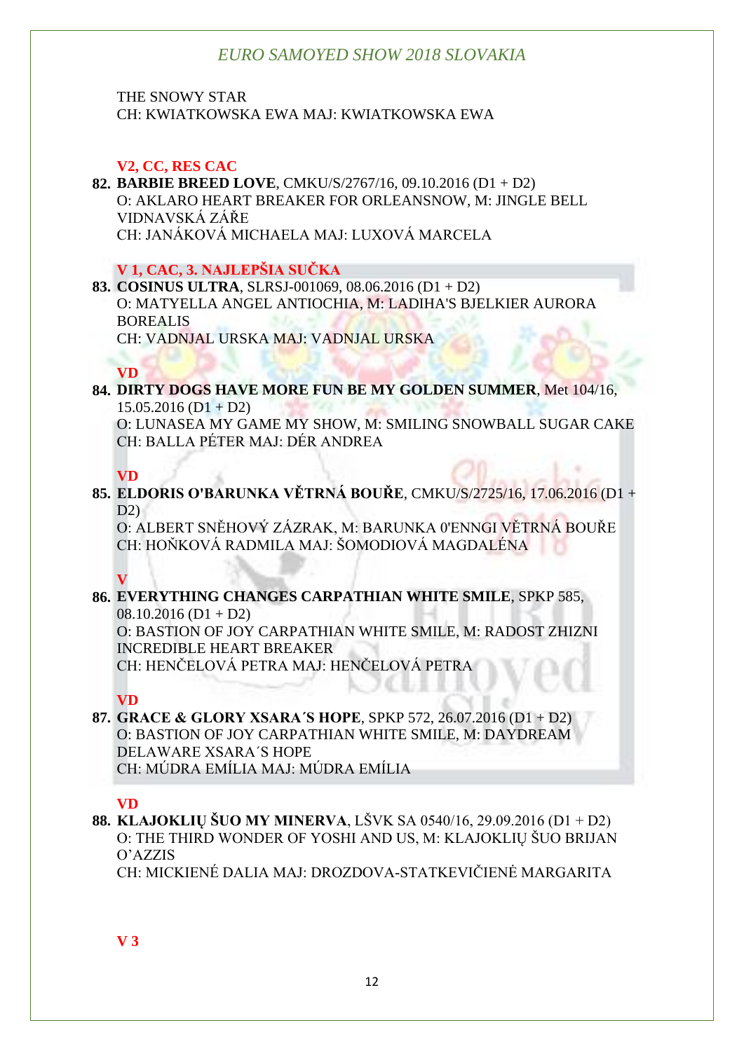THE SNOWY STAR
CH: KWIATKOWSKA EWA MAJ: KWIATKOWSKA EWA

**V2, CC, RES CAC**

**82. BARBIE BREED LOVE**, CMKU/S/2767/16, 09.10.2016 (D1 + D2)
O: AKLARO HEART BREAKER FOR ORLEANSNOW, M: JINGLE BELL VIDNAVSKÁ ZÁŘE
CH: JANÁKOVÁ MICHAELA MAJ: LUXOVÁ MARCELA

**V 1, CAC, 3. NAJLEPŠIA SUČKA**

**83. COSINUS ULTRA**, SLRSJ-001069, 08.06.2016 (D1 + D2)
O: MATYELLA ANGEL ANTIOCHIA, M: LADIHA'S BJELKIER AURORA BOREALIS
CH: VADNJAL URSKA MAJ: VADNJAL URSKA

**VD**

**84. DIRTY DOGS HAVE MORE FUN BE MY GOLDEN SUMMER**, Met 104/16, 15.05.2016 (D1 + D2)
O: LUNASEA MY GAME MY SHOW, M: SMILING SNOWBALL SUGAR CAKE
CH: BALLA PÉTER MAJ: DÉR ANDREA

**VD**

**85. ELDORIS O'BARUNKA VĚTRNÁ BOUŘE**, CMKU/S/2725/16, 17.06.2016 (D1 + D2)
O: ALBERT SNĚHOVÝ ZÁZRAK, M: BARUNKA 0'ENNGI VĚTRNÁ BOUŘE
CH: HOŇKOVÁ RADMILA MAJ: ŠOMODIOVÁ MAGDALÉNA

**V**

**86. EVERYTHING CHANGES CARPATHIAN WHITE SMILE**, SPKP 585, 08.10.2016 (D1 + D2)
O: BASTION OF JOY CARPATHIAN WHITE SMILE, M: RADOST ZHIZNI INCREDIBLE HEART BREAKER
CH: HENČELOVÁ PETRA MAJ: HENČELOVÁ PETRA

**VD**

**87. GRACE & GLORY XSARA´S HOPE**, SPKP 572, 26.07.2016 (D1 + D2)
O: BASTION OF JOY CARPATHIAN WHITE SMILE, M: DAYDREAM DELAWARE XSARA´S HOPE
CH: MÚDRA EMÍLIA MAJ: MÚDRA EMÍLIA

**VD**

**88. KLAJOKLIŲ ŠUO MY MINERVA**, LŠVK SA 0540/16, 29.09.2016 (D1 + D2)
O: THE THIRD WONDER OF YOSHI AND US, M: KLAJOKLIŲ ŠUO BRIJAN O'AZZIS
CH: MICKIENÉ DALIA MAJ: DROZDOVA-STATKEVIČIENĖ MARGARITA

**V 3**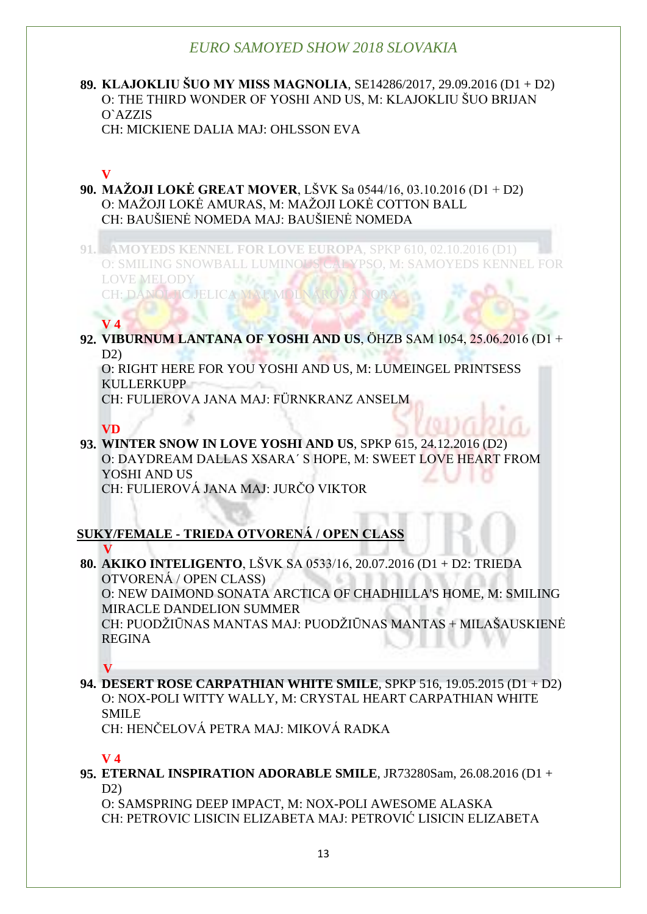**89. KLAJOKLIU ŠUO MY MISS MAGNOLIA**, SE14286/2017, 29.09.2016 (D1 + D2)
O: THE THIRD WONDER OF YOSHI AND US, M: KLAJOKLIU ŠUO BRIJAN O`AZZIS
CH: MICKIENE DALIA MAJ: OHLSSON EVA

**V**

**90. MAŽOJI LOKĖ GREAT MOVER**, LŠVK Sa 0544/16, 03.10.2016 (D1 + D2)
O: MAŽOJI LOKĖ AMURAS, M: MAŽOJI LOKĖ COTTON BALL
CH: BAUŠIENĖ NOMEDA MAJ: BAUŠIENĖ NOMEDA

**91. SAMOYEDS KENNEL FOR LOVE EUROPA**, SPKP 610, 02.10.2016 (D1)
O: SMILING SNOWBALL LUMINOUS CALYPSO, M: SAMOYEDS KENNEL FOR LOVE MELODY
CH: DANOLIC JELICA MAJ: MOLNÁROVÁ NORA

**V 4**

**92. VIBURNUM LANTANA OF YOSHI AND US**, ÖHZB SAM 1054, 25.06.2016 (D1 + D2)
O: RIGHT HERE FOR YOU YOSHI AND US, M: LUMEINGEL PRINTSESS KULLERKUPP
CH: FULIEROVA JANA MAJ: FÜRNKRANZ ANSELM

**VD**

**93. WINTER SNOW IN LOVE YOSHI AND US**, SPKP 615, 24.12.2016 (D2)
O: DAYDREAM DALLAS XSARA´ S HOPE, M: SWEET LOVE HEART FROM YOSHI AND US
CH: FULIEROVÁ JANA MAJ: JURČO VIKTOR

## SUKY/FEMALE - TRIEDA OTVORENÁ / OPEN CLASS

**V**

**80. AKIKO INTELIGENTO**, LŠVK SA 0533/16, 20.07.2016 (D1 + D2: TRIEDA OTVORENÁ / OPEN CLASS)
O: NEW DAIMOND SONATA ARCTICA OF CHADHILLA'S HOME, M: SMILING MIRACLE DANDELION SUMMER
CH: PUODŽIŪNAS MANTAS MAJ: PUODŽIŪNAS MANTAS + MILAŠAUSKIENĖ REGINA

**V**

**94. DESERT ROSE CARPATHIAN WHITE SMILE**, SPKP 516, 19.05.2015 (D1 + D2)
O: NOX-POLI WITTY WALLY, M: CRYSTAL HEART CARPATHIAN WHITE SMILE
CH: HENČELOVÁ PETRA MAJ: MIKOVÁ RADKA

**V 4**

**95. ETERNAL INSPIRATION ADORABLE SMILE**, JR73280Sam, 26.08.2016 (D1 + D2)
O: SAMSPRING DEEP IMPACT, M: NOX-POLI AWESOME ALASKA
CH: PETROVIC LISICIN ELIZABETA MAJ: PETROVIĆ LISICIN ELIZABETA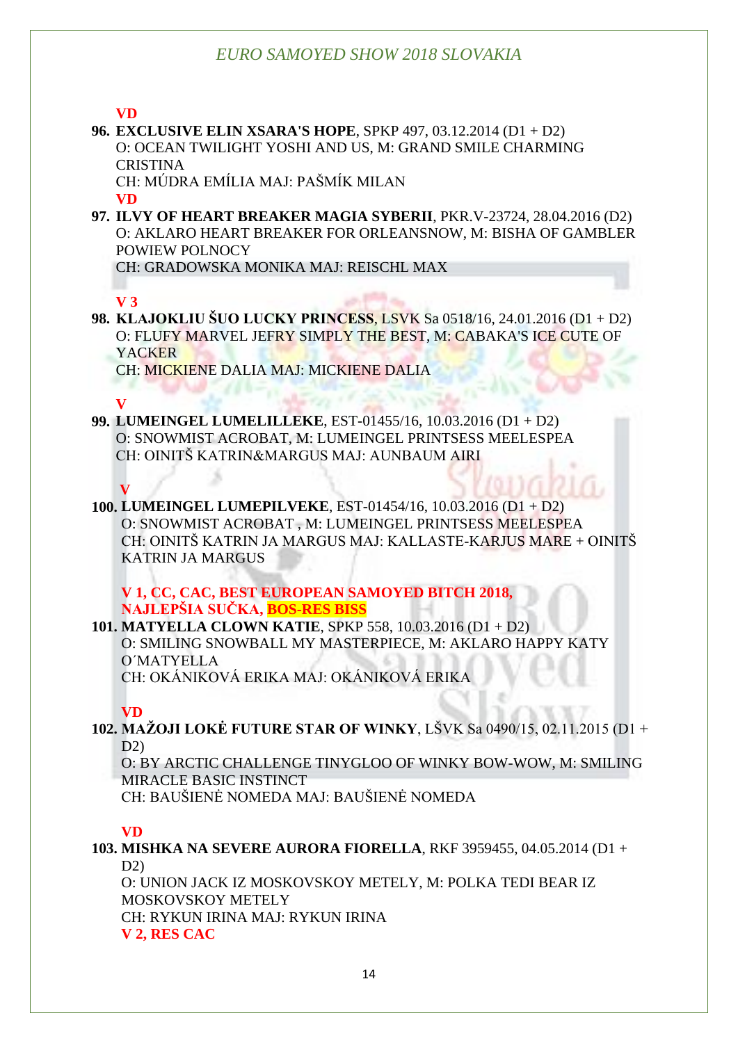**VD**

96. **EXCLUSIVE ELIN XSARA'S HOPE**, SPKP 497, 03.12.2014 (D1 + D2)
O: OCEAN TWILIGHT YOSHI AND US, M: GRAND SMILE CHARMING CRISTINA
CH: MÚDRA EMÍLIA MAJ: PAŠMÍK MILAN
**VD**

97. **ILVY OF HEART BREAKER MAGIA SYBERII**, PKR.V-23724, 28.04.2016 (D2)
O: AKLARO HEART BREAKER FOR ORLEANSNOW, M: BISHA OF GAMBLER POWIEW POLNOCY
CH: GRADOWSKA MONIKA MAJ: REISCHL MAX

**V 3**

98. **KLAJOKLIU ŠUO LUCKY PRINCESS**, LSVK Sa 0518/16, 24.01.2016 (D1 + D2)
O: FLUFY MARVEL JEFRY SIMPLY THE BEST, M: CABAKA'S ICE CUTE OF YACKER
CH: MICKIENE DALIA MAJ: MICKIENE DALIA

**V**

99. **LUMEINGEL LUMELILLEKE**, EST-01455/16, 10.03.2016 (D1 + D2)
O: SNOWMIST ACROBAT, M: LUMEINGEL PRINTSESS MEELESPEA
CH: OINITŠ KATRIN&MARGUS MAJ: AUNBAUM AIRI

**V**

100. **LUMEINGEL LUMEPILVEKE**, EST-01454/16, 10.03.2016 (D1 + D2)
O: SNOWMIST ACROBAT , M: LUMEINGEL PRINTSESS MEELESPEA
CH: OINITŠ KATRIN JA MARGUS MAJ: KALLASTE-KARJUS MARE + OINITŠ KATRIN JA MARGUS

**V 1, CC, CAC, BEST EUROPEAN SAMOYED BITCH 2018, NAJLEPŠIA SUČKA, BOS-RES BISS**

101. **MATYELLA CLOWN KATIE**, SPKP 558, 10.03.2016 (D1 + D2)
O: SMILING SNOWBALL MY MASTERPIECE, M: AKLARO HAPPY KATY O´MATYELLA
CH: OKÁNIKOVÁ ERIKA MAJ: OKÁNIKOVÁ ERIKA

**VD**

102. **MAŽOJI LOKĖ FUTURE STAR OF WINKY**, LŠVK Sa 0490/15, 02.11.2015 (D1 + D2)
O: BY ARCTIC CHALLENGE TINYGLOO OF WINKY BOW-WOW, M: SMILING MIRACLE BASIC INSTINCT
CH: BAUŠIENĖ NOMEDA MAJ: BAUŠIENĖ NOMEDA

**VD**

103. **MISHKA NA SEVERE AURORA FIORELLA**, RKF 3959455, 04.05.2014 (D1 + D2)
O: UNION JACK IZ MOSKOVSKOY METELY, M: POLKA TEDI BEAR IZ MOSKOVSKOY METELY
CH: RYKUN IRINA MAJ: RYKUN IRINA
**V 2, RES CAC**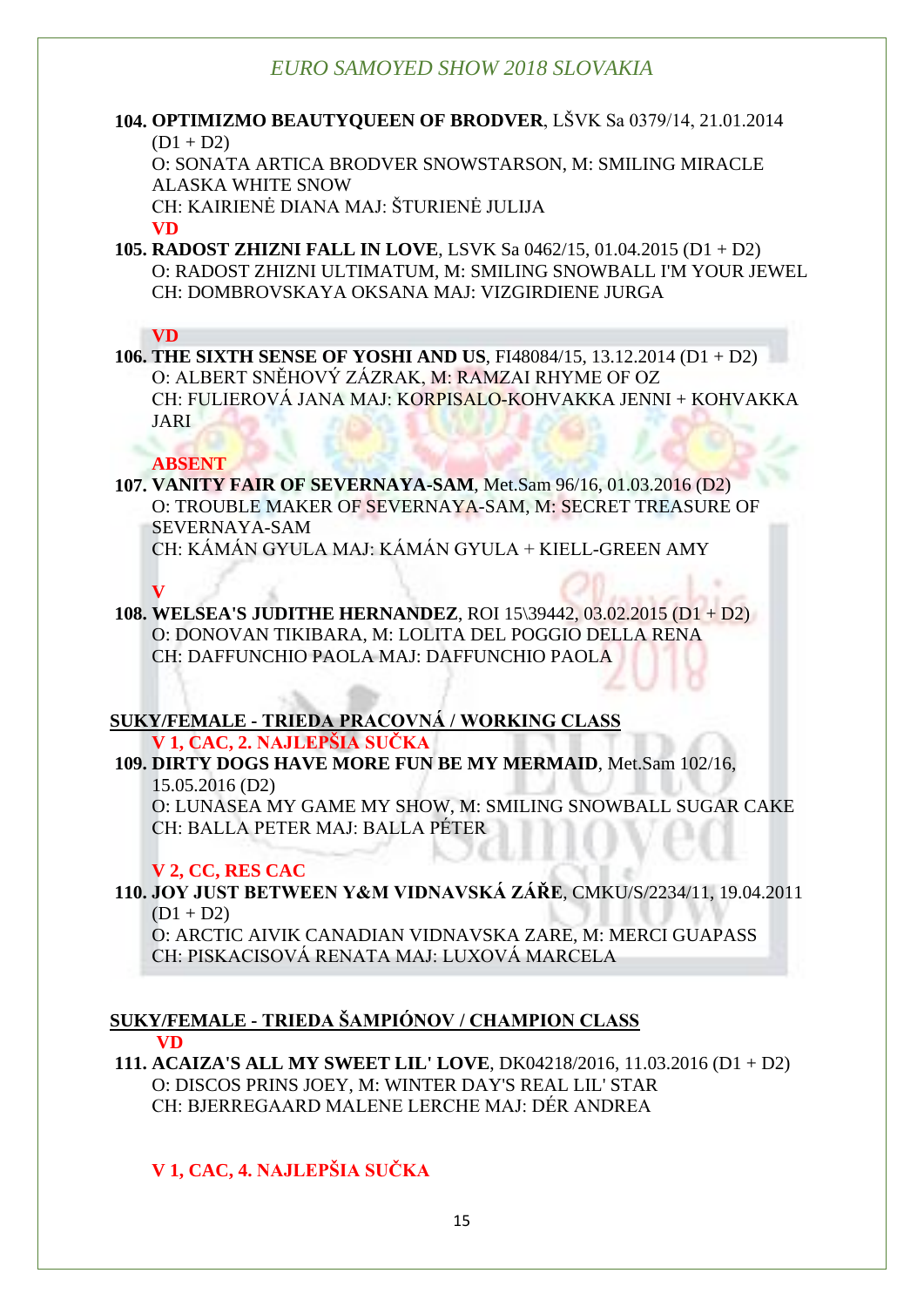**104. OPTIMIZMO BEAUTYQUEEN OF BRODVER**, LŠVK Sa 0379/14, 21.01.2014 (D1 + D2)
O: SONATA ARTICA BRODVER SNOWSTARSON, M: SMILING MIRACLE ALASKA WHITE SNOW
CH: KAIRIENĖ DIANA MAJ: ŠTURIENĖ JULIJA

**VD**

**105. RADOST ZHIZNI FALL IN LOVE**, LSVK Sa 0462/15, 01.04.2015 (D1 + D2)
O: RADOST ZHIZNI ULTIMATUM, M: SMILING SNOWBALL I'M YOUR JEWEL
CH: DOMBROVSKAYA OKSANA MAJ: VIZGIRDIENE JURGA

**VD**

**106. THE SIXTH SENSE OF YOSHI AND US**, FI48084/15, 13.12.2014 (D1 + D2)
O: ALBERT SNĚHOVÝ ZÁZRAK, M: RAMZAI RHYME OF OZ
CH: FULIEROVÁ JANA MAJ: KORPISALO-KOHVAKKA JENNI + KOHVAKKA JARI

**ABSENT**

**107. VANITY FAIR OF SEVERNAYA-SAM**, Met.Sam 96/16, 01.03.2016 (D2)
O: TROUBLE MAKER OF SEVERNAYA-SAM, M: SECRET TREASURE OF SEVERNAYA-SAM
CH: KÁMÁN GYULA MAJ: KÁMÁN GYULA + KIELL-GREEN AMY

**V**

**108. WELSEA'S JUDITHE HERNANDEZ**, ROI 15\39442, 03.02.2015 (D1 + D2)
O: DONOVAN TIKIBARA, M: LOLITA DEL POGGIO DELLA RENA
CH: DAFFUNCHIO PAOLA MAJ: DAFFUNCHIO PAOLA

## SUKY/FEMALE - TRIEDA PRACOVNÁ / WORKING CLASS

**V 1, CAC, 2. NAJLEPŠIA SUČKA**

**109. DIRTY DOGS HAVE MORE FUN BE MY MERMAID**, Met.Sam 102/16, 15.05.2016 (D2)
O: LUNASEA MY GAME MY SHOW, M: SMILING SNOWBALL SUGAR CAKE
CH: BALLA PETER MAJ: BALLA PÉTER

**V 2, CC, RES CAC**

**110. JOY JUST BETWEEN Y&M VIDNAVSKÁ ZÁŘE**, CMKU/S/2234/11, 19.04.2011 (D1 + D2)
O: ARCTIC AIVIK CANADIAN VIDNAVSKA ZARE, M: MERCI GUAPASS
CH: PISKACISOVÁ RENATA MAJ: LUXOVÁ MARCELA

## SUKY/FEMALE - TRIEDA ŠAMPIÓNOV / CHAMPION CLASS

**VD**

**111. ACAIZA'S ALL MY SWEET LIL' LOVE**, DK04218/2016, 11.03.2016 (D1 + D2)
O: DISCOS PRINS JOEY, M: WINTER DAY'S REAL LIL' STAR
CH: BJERREGAARD MALENE LERCHE MAJ: DÉR ANDREA

**V 1, CAC, 4. NAJLEPŠIA SUČKA**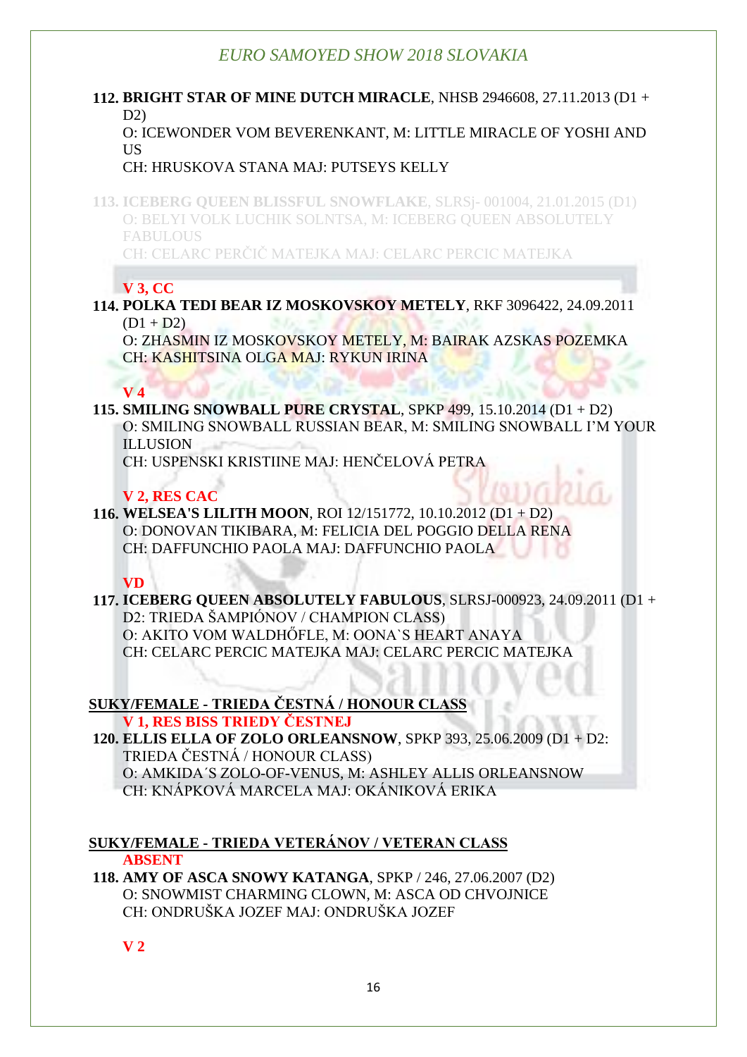**112. BRIGHT STAR OF MINE DUTCH MIRACLE**, NHSB 2946608, 27.11.2013 (D1 + D2)
O: ICEWONDER VOM BEVERENKANT, M: LITTLE MIRACLE OF YOSHI AND US
CH: HRUSKOVA STANA MAJ: PUTSEYS KELLY

**113. ICEBERG QUEEN BLISSFUL SNOWFLAKE**, SLRSj- 001004, 21.01.2015 (D1)
O: BELYI VOLK LUCHIK SOLNTSA, M: ICEBERG QUEEN ABSOLUTELY FABULOUS
CH: CELARC PERČIČ MATEJKA MAJ: CELARC PERCIC MATEJKA

**V 3, CC**

**114. POLKA TEDI BEAR IZ MOSKOVSKOY METELY**, RKF 3096422, 24.09.2011 (D1 + D2)
O: ZHASMIN IZ MOSKOVSKOY METELY, M: BAIRAK AZSKAS POZEMKA
CH: KASHITSINA OLGA MAJ: RYKUN IRINA

**V 4**

**115. SMILING SNOWBALL PURE CRYSTAL**, SPKP 499, 15.10.2014 (D1 + D2)
O: SMILING SNOWBALL RUSSIAN BEAR, M: SMILING SNOWBALL I'M YOUR ILLUSION
CH: USPENSKI KRISTIINE MAJ: HENČELOVÁ PETRA

**V 2, RES CAC**

**116. WELSEA'S LILITH MOON**, ROI 12/151772, 10.10.2012 (D1 + D2)
O: DONOVAN TIKIBARA, M: FELICIA DEL POGGIO DELLA RENA
CH: DAFFUNCHIO PAOLA MAJ: DAFFUNCHIO PAOLA

**VD**

**117. ICEBERG QUEEN ABSOLUTELY FABULOUS**, SLRSJ-000923, 24.09.2011 (D1 + D2: TRIEDA ŠAMPIÓNOV / CHAMPION CLASS)
O: AKITO VOM WALDHŐFLE, M: OONA`S HEART ANAYA
CH: CELARC PERCIC MATEJKA MAJ: CELARC PERCIC MATEJKA

## SUKY/FEMALE - TRIEDA ČESTNÁ / HONOUR CLASS

**V 1, RES BISS TRIEDY ČESTNEJ**

**120. ELLIS ELLA OF ZOLO ORLEANSNOW**, SPKP 393, 25.06.2009 (D1 + D2: TRIEDA ČESTNÁ / HONOUR CLASS)
O: AMKIDA´S ZOLO-OF-VENUS, M: ASHLEY ALLIS ORLEANSNOW
CH: KNÁPKOVÁ MARCELA MAJ: OKÁNIKOVÁ ERIKA

## SUKY/FEMALE - TRIEDA VETERÁNOV / VETERAN CLASS

**ABSENT**

**118. AMY OF ASCA SNOWY KATANGA**, SPKP / 246, 27.06.2007 (D2)
O: SNOWMIST CHARMING CLOWN, M: ASCA OD CHVOJNICE
CH: ONDRUŠKA JOZEF MAJ: ONDRUŠKA JOZEF

**V 2**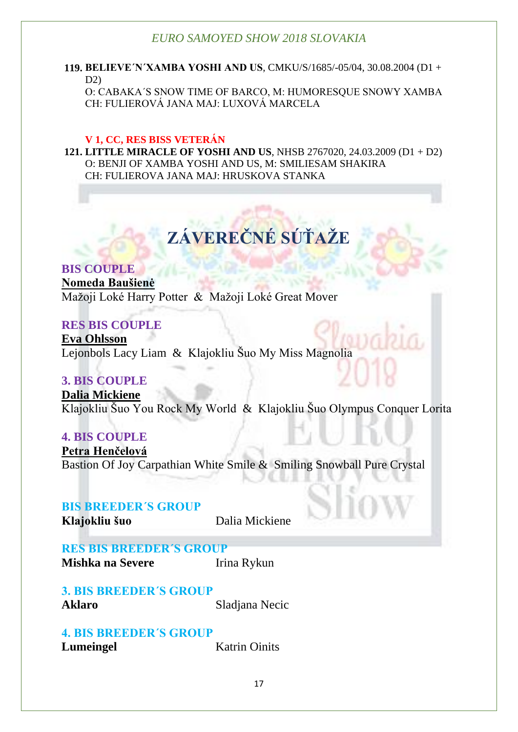**119. BELIEVE´N´XAMBA YOSHI AND US**, CMKU/S/1685/-05/04, 30.08.2004 (D1 + D2)
O: CABAKA´S SNOW TIME OF BARCO, M: HUMORESQUE SNOWY XAMBA
CH: FULIEROVÁ JANA MAJ: LUXOVÁ MARCELA

**V 1, CC, RES BISS VETERÁN**

**121. LITTLE MIRACLE OF YOSHI AND US**, NHSB 2767020, 24.03.2009 (D1 + D2)
O: BENJI OF XAMBA YOSHI AND US, M: SMILIESAM SHAKIRA
CH: FULIEROVA JANA MAJ: HRUSKOVA STANKA

# ZÁVEREČNÉ SÚŤAŽE

**BIS COUPLE**
**Nomeda Baušienė**
Mažoji Loké Harry Potter & Mažoji Loké Great Mover

**RES BIS COUPLE**
**Eva Ohlsson**
Lejonbols Lacy Liam & Klajokliu Šuo My Miss Magnolia

**3. BIS COUPLE**
**Dalia Mickiene**
Klajokliu Šuo You Rock My World & Klajokliu Šuo Olympus Conquer Lorita

**4. BIS COUPLE**
**Petra Henčelová**
Bastion Of Joy Carpathian White Smile & Smiling Snowball Pure Crystal

**BIS BREEDER´S GROUP**
**Klajokliu šuo** Dalia Mickiene

**RES BIS BREEDER´S GROUP**
**Mishka na Severe** Irina Rykun

**3. BIS BREEDER´S GROUP**
**Aklaro** Sladjana Necic

**4. BIS BREEDER´S GROUP**
**Lumeingel** Katrin Oinits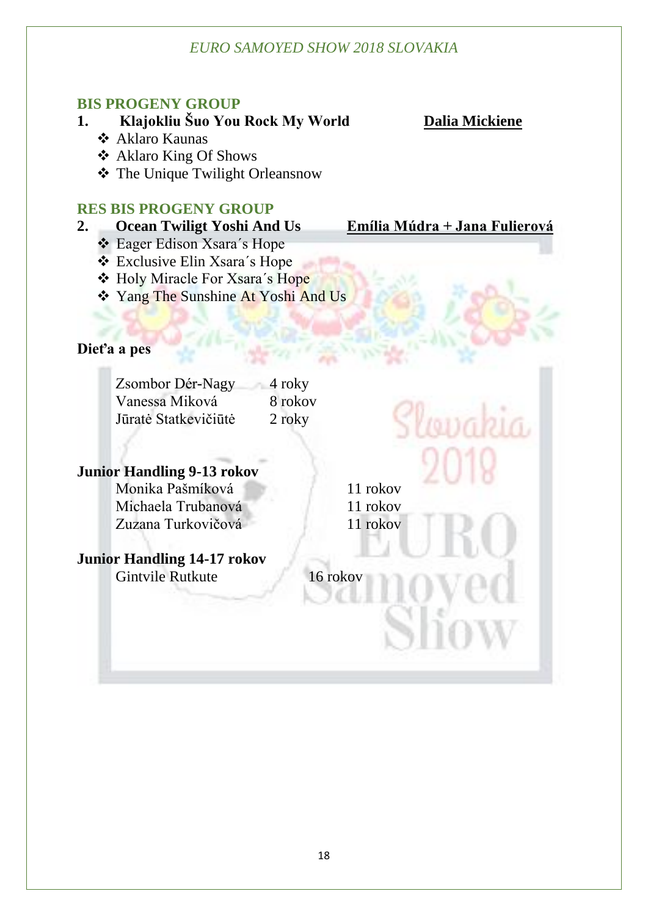## BIS PROGENY GROUP

**1. Klajokliu Šuo You Rock My World** **Dalia Mickiene**

- Aklaro Kaunas
- Aklaro King Of Shows
- The Unique Twilight Orleansnow

## RES BIS PROGENY GROUP

**2. Ocean Twiligt Yoshi And Us** **Emília Múdra + Jana Fulierová**

- Eager Edison Xsara´s Hope
- Exclusive Elin Xsara´s Hope
- Holy Miracle For Xsara´s Hope
- Yang The Sunshine At Yoshi And Us

**Dieťa a pes**

| | |
|---|---|
| Zsombor Dér-Nagy | 4 roky |
| Vanessa Miková | 8 rokov |
| Jūratė Statkevičiūtė | 2 roky |

**Junior Handling 9-13 rokov**

| | |
|---|---|
| Monika Pašmíková | 11 rokov |
| Michaela Trubanová | 11 rokov |
| Zuzana Turkovičová | 11 rokov |

**Junior Handling 14-17 rokov**

| | |
|---|---|
| Gintvile Rutkute | 16 rokov |